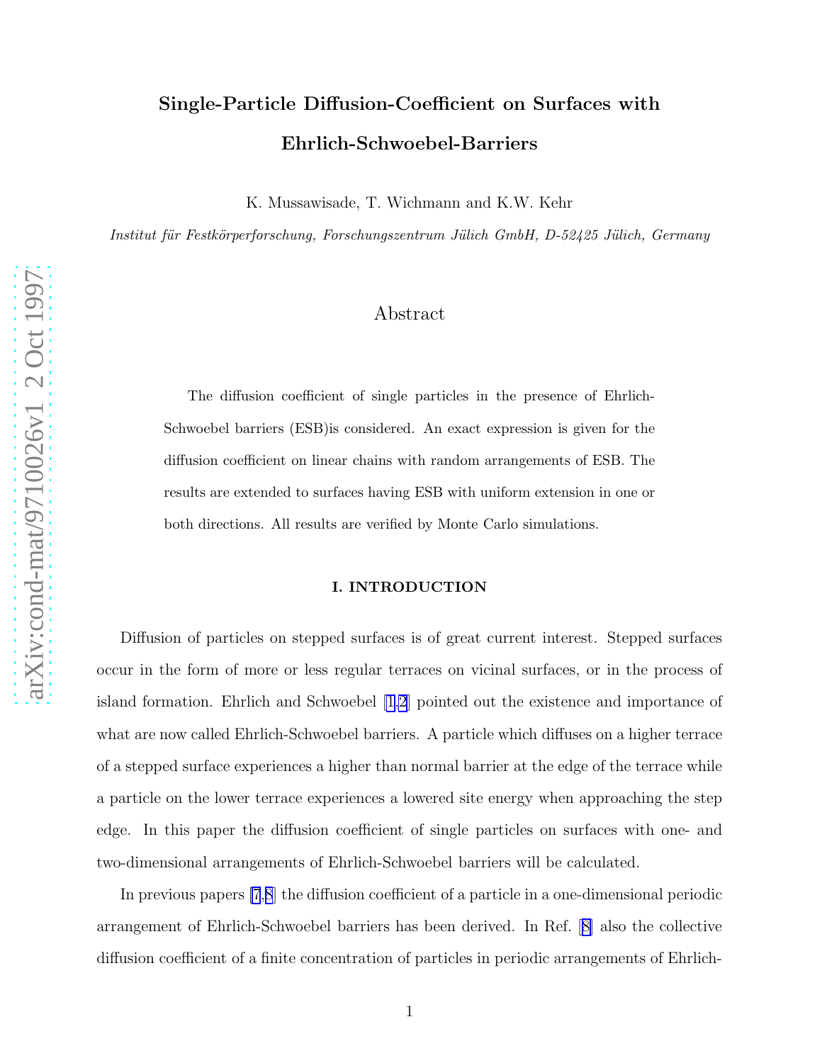# Single-Particle Diffusion-Coefficient on Surfaces with Ehrlich-Schwoebel-Barriers

K. Mussawisade, T. Wichmann and K.W. Kehr

*Institut für Festkörperforschung, Forschungszentrum Jülich GmbH, D-52425 Jülich, Germany*

## Abstract

The diffusion coefficient of single particles in the presence of Ehrlich-Schwoebel barriers (ESB)is considered. An exact expression is given for the diffusion coefficient on linear chains with random arrangements of ESB. The results are extended to surfaces having ESB with uniform extension in one or both directions. All results are verified by Monte Carlo simulations.

## I. INTRODUCTION

Diffusion of particles on stepped surfaces is of great current interest. Stepped surfaces occur in the form of more or less regular terraces on vicinal surfaces, or in the process of island formation. Ehrlich and Schwoebel [1,2] pointed out the existence and importance of what are now called Ehrlich-Schwoebel barriers. A particle which diffuses on a higher terrace of a stepped surface experiences a higher than normal barrier at the edge of the terrace while a particle on the lower terrace experiences a lowered site energy when approaching the step edge. In this paper the diffusion coefficient of single particles on surfaces with one- and two-dimensional arrangements of Ehrlich-Schwoebel barriers will be calculated.

In previous papers [7,8] the diffusion coefficient of a particle in a one-dimensional periodic arrangement of Ehrlich-Schwoebel barriers has been derived. In Ref. [8] also the collective diffusion coefficient of a finite concentration of particles in periodic arrangements of Ehrlich-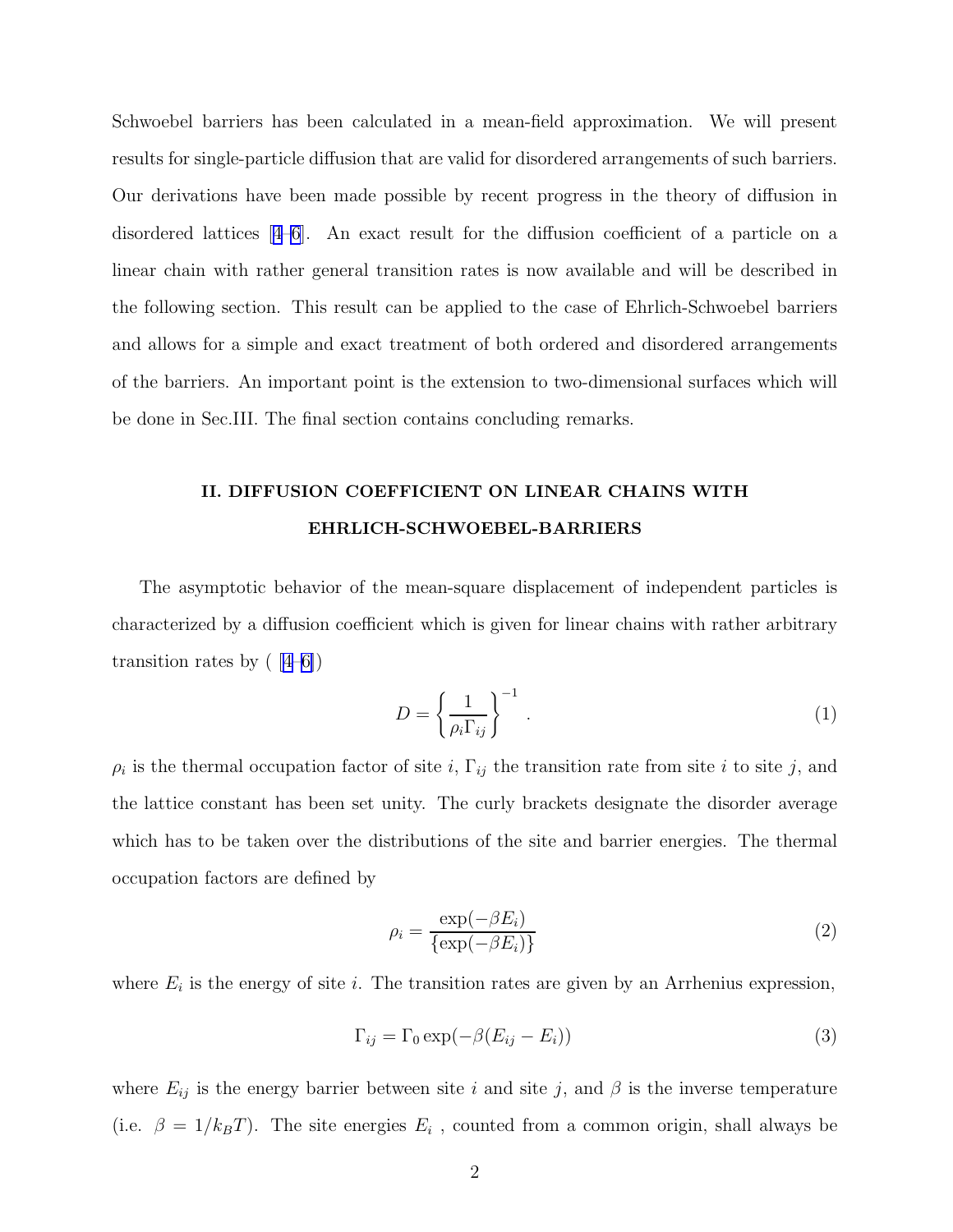Schwoebel barriers has been calculated in a mean-field approximation. We will present results for single-particle diffusion that are valid for disordered arrangements of such barriers. Our derivations have been made possible by recent progress in the theory of diffusion in disordered lattices [4–6]. An exact result for the diffusion coefficient of a particle on a linear chain with rather general transition rates is now available and will be described in the following section. This result can be applied to the case of Ehrlich-Schwoebel barriers and allows for a simple and exact treatment of both ordered and disordered arrangements of the barriers. An important point is the extension to two-dimensional surfaces which will be done in Sec.III. The final section contains concluding remarks.

## II. DIFFUSION COEFFICIENT ON LINEAR CHAINS WITH EHRLICH-SCHWOEBEL-BARRIERS

The asymptotic behavior of the mean-square displacement of independent particles is characterized by a diffusion coefficient which is given for linear chains with rather arbitrary transition rates by ( [4–6])

$$D = \left\{ \frac{1}{\rho_i \Gamma_{ij}} \right\}^{-1} . \tag{1}$$

$\rho_i$ is the thermal occupation factor of site $i$, $\Gamma_{ij}$ the transition rate from site $i$ to site $j$, and the lattice constant has been set unity. The curly brackets designate the disorder average which has to be taken over the distributions of the site and barrier energies. The thermal occupation factors are defined by

$$\rho_i = \frac{\exp(-\beta E_i)}{\{\exp(-\beta E_i)\}} \tag{2}$$

where $E_i$ is the energy of site $i$. The transition rates are given by an Arrhenius expression,

$$\Gamma_{ij} = \Gamma_0 \exp(-\beta(E_{ij} - E_i)) \tag{3}$$

where $E_{ij}$ is the energy barrier between site $i$ and site $j$, and $\beta$ is the inverse temperature (i.e. $\beta = 1/k_B T$). The site energies $E_i$ , counted from a common origin, shall always be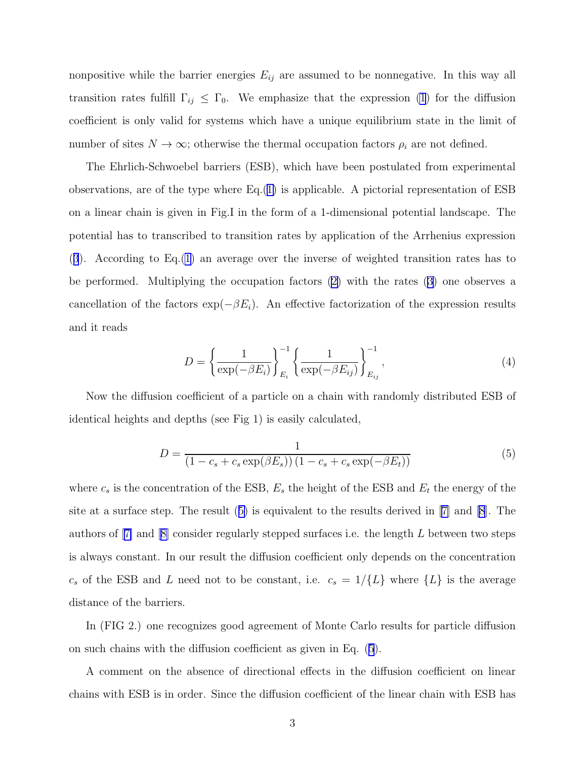nonpositive while the barrier energies $E_{ij}$ are assumed to be nonnegative. In this way all transition rates fulfill $\Gamma_{ij} \leq \Gamma_0$. We emphasize that the expression (1) for the diffusion coefficient is only valid for systems which have a unique equilibrium state in the limit of number of sites $N \to \infty$; otherwise the thermal occupation factors $\rho_i$ are not defined.

The Ehrlich-Schwoebel barriers (ESB), which have been postulated from experimental observations, are of the type where Eq.(1) is applicable. A pictorial representation of ESB on a linear chain is given in Fig.I in the form of a 1-dimensional potential landscape. The potential has to transcribed to transition rates by application of the Arrhenius expression (3). According to Eq.(1) an average over the inverse of weighted transition rates has to be performed. Multiplying the occupation factors (2) with the rates (3) one observes a cancellation of the factors $\exp(-\beta E_i)$. An effective factorization of the expression results and it reads

$$D = \left\{ \frac{1}{\exp(-\beta E_i)} \right\}_{E_i}^{-1} \left\{ \frac{1}{\exp(-\beta E_{ij})} \right\}_{E_{ij}}^{-1}, \tag{4}$$

Now the diffusion coefficient of a particle on a chain with randomly distributed ESB of identical heights and depths (see Fig 1) is easily calculated,

$$D = \frac{1}{\left(1 - c_s + c_s \exp(\beta E_s)\right) \left(1 - c_s + c_s \exp(-\beta E_t)\right)} \tag{5}$$

where $c_s$ is the concentration of the ESB, $E_s$ the height of the ESB and $E_t$ the energy of the site at a surface step. The result (5) is equivalent to the results derived in [7] and [8]. The authors of [7] and [8] consider regularly stepped surfaces i.e. the length $L$ between two steps is always constant. In our result the diffusion coefficient only depends on the concentration $c_s$ of the ESB and $L$ need not to be constant, i.e. $c_s = 1/\{L\}$ where $\{L\}$ is the average distance of the barriers.

In (FIG 2.) one recognizes good agreement of Monte Carlo results for particle diffusion on such chains with the diffusion coefficient as given in Eq. (5).

A comment on the absence of directional effects in the diffusion coefficient on linear chains with ESB is in order. Since the diffusion coefficient of the linear chain with ESB has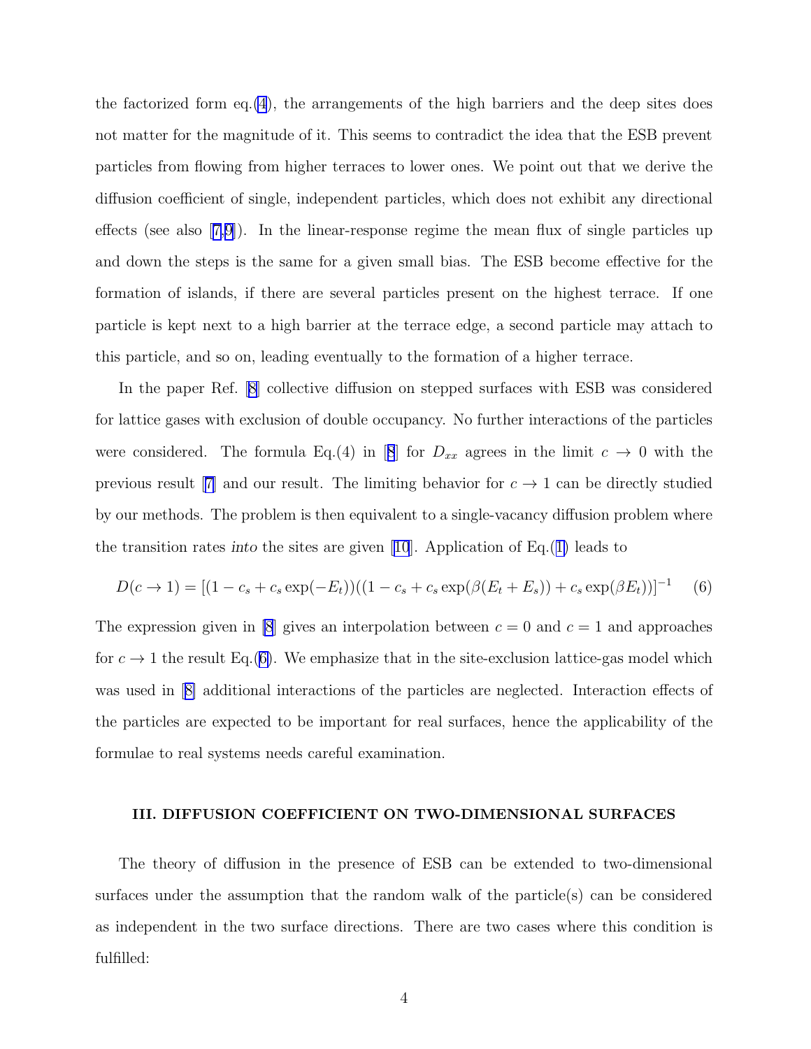the factorized form eq.(4), the arrangements of the high barriers and the deep sites does not matter for the magnitude of it. This seems to contradict the idea that the ESB prevent particles from flowing from higher terraces to lower ones. We point out that we derive the diffusion coefficient of single, independent particles, which does not exhibit any directional effects (see also [7,9]). In the linear-response regime the mean flux of single particles up and down the steps is the same for a given small bias. The ESB become effective for the formation of islands, if there are several particles present on the highest terrace. If one particle is kept next to a high barrier at the terrace edge, a second particle may attach to this particle, and so on, leading eventually to the formation of a higher terrace.

In the paper Ref. [8] collective diffusion on stepped surfaces with ESB was considered for lattice gases with exclusion of double occupancy. No further interactions of the particles were considered. The formula Eq.(4) in [8] for $D_{xx}$ agrees in the limit $c \to 0$ with the previous result [7] and our result. The limiting behavior for $c \to 1$ can be directly studied by our methods. The problem is then equivalent to a single-vacancy diffusion problem where the transition rates *into* the sites are given [10]. Application of Eq.(1) leads to

$$D(c \to 1) = [(1 - c_s + c_s \exp(-E_t))((1 - c_s + c_s \exp(\beta(E_t + E_s)) + c_s \exp(\beta E_t))]^{-1} \qquad (6)$$

The expression given in [8] gives an interpolation between $c = 0$ and $c = 1$ and approaches for $c \to 1$ the result Eq.(6). We emphasize that in the site-exclusion lattice-gas model which was used in [8] additional interactions of the particles are neglected. Interaction effects of the particles are expected to be important for real surfaces, hence the applicability of the formulae to real systems needs careful examination.

### III. DIFFUSION COEFFICIENT ON TWO-DIMENSIONAL SURFACES

The theory of diffusion in the presence of ESB can be extended to two-dimensional surfaces under the assumption that the random walk of the particle(s) can be considered as independent in the two surface directions. There are two cases where this condition is fulfilled: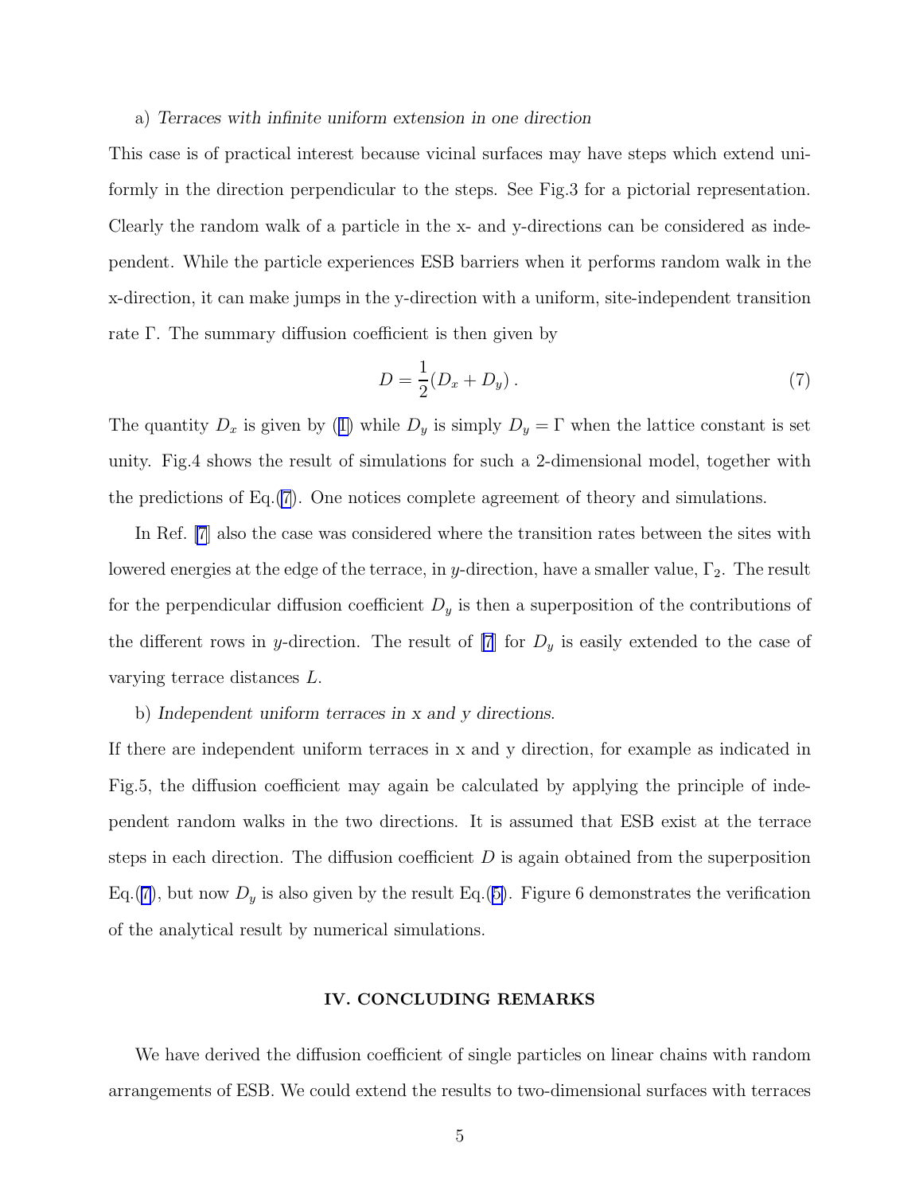a) *Terraces with infinite uniform extension in one direction*

This case is of practical interest because vicinal surfaces may have steps which extend uniformly in the direction perpendicular to the steps. See Fig.3 for a pictorial representation. Clearly the random walk of a particle in the x- and y-directions can be considered as independent. While the particle experiences ESB barriers when it performs random walk in the x-direction, it can make jumps in the y-direction with a uniform, site-independent transition rate $\Gamma$. The summary diffusion coefficient is then given by

$$D = \frac{1}{2}(D_x + D_y)\,. \tag{7}$$

The quantity $D_x$ is given by (1) while $D_y$ is simply $D_y = \Gamma$ when the lattice constant is set unity. Fig.4 shows the result of simulations for such a 2-dimensional model, together with the predictions of Eq.(7). One notices complete agreement of theory and simulations.

In Ref. [7] also the case was considered where the transition rates between the sites with lowered energies at the edge of the terrace, in $y$-direction, have a smaller value, $\Gamma_2$. The result for the perpendicular diffusion coefficient $D_y$ is then a superposition of the contributions of the different rows in $y$-direction. The result of [7] for $D_y$ is easily extended to the case of varying terrace distances $L$.

b) *Independent uniform terraces in x and y directions*.

If there are independent uniform terraces in x and y direction, for example as indicated in Fig.5, the diffusion coefficient may again be calculated by applying the principle of independent random walks in the two directions. It is assumed that ESB exist at the terrace steps in each direction. The diffusion coefficient $D$ is again obtained from the superposition Eq.(7), but now $D_y$ is also given by the result Eq.(5). Figure 6 demonstrates the verification of the analytical result by numerical simulations.

## IV. CONCLUDING REMARKS

We have derived the diffusion coefficient of single particles on linear chains with random arrangements of ESB. We could extend the results to two-dimensional surfaces with terraces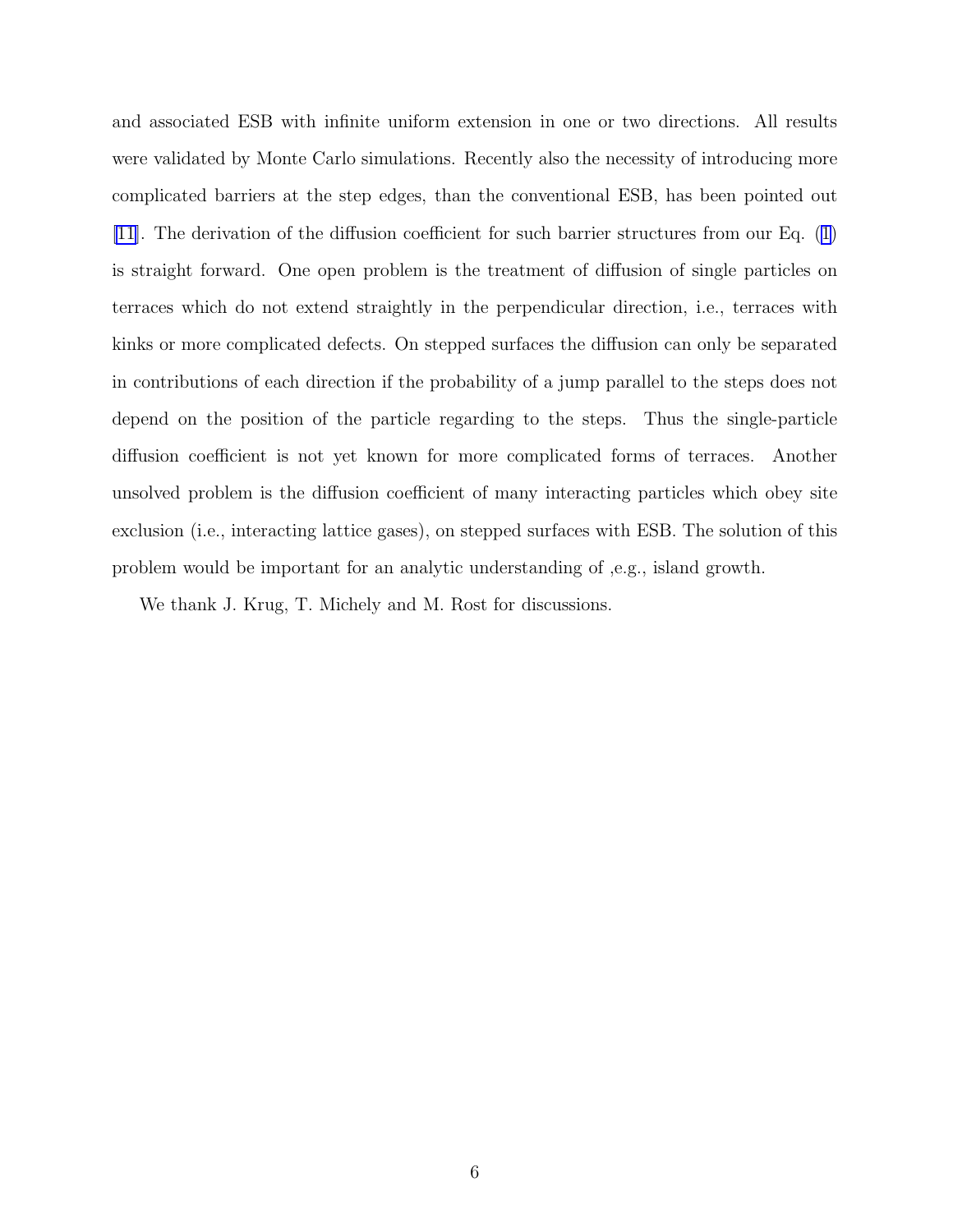and associated ESB with infinite uniform extension in one or two directions. All results were validated by Monte Carlo simulations. Recently also the necessity of introducing more complicated barriers at the step edges, than the conventional ESB, has been pointed out [11]. The derivation of the diffusion coefficient for such barrier structures from our Eq. (1) is straight forward. One open problem is the treatment of diffusion of single particles on terraces which do not extend straightly in the perpendicular direction, i.e., terraces with kinks or more complicated defects. On stepped surfaces the diffusion can only be separated in contributions of each direction if the probability of a jump parallel to the steps does not depend on the position of the particle regarding to the steps. Thus the single-particle diffusion coefficient is not yet known for more complicated forms of terraces. Another unsolved problem is the diffusion coefficient of many interacting particles which obey site exclusion (i.e., interacting lattice gases), on stepped surfaces with ESB. The solution of this problem would be important for an analytic understanding of ,e.g., island growth.

We thank J. Krug, T. Michely and M. Rost for discussions.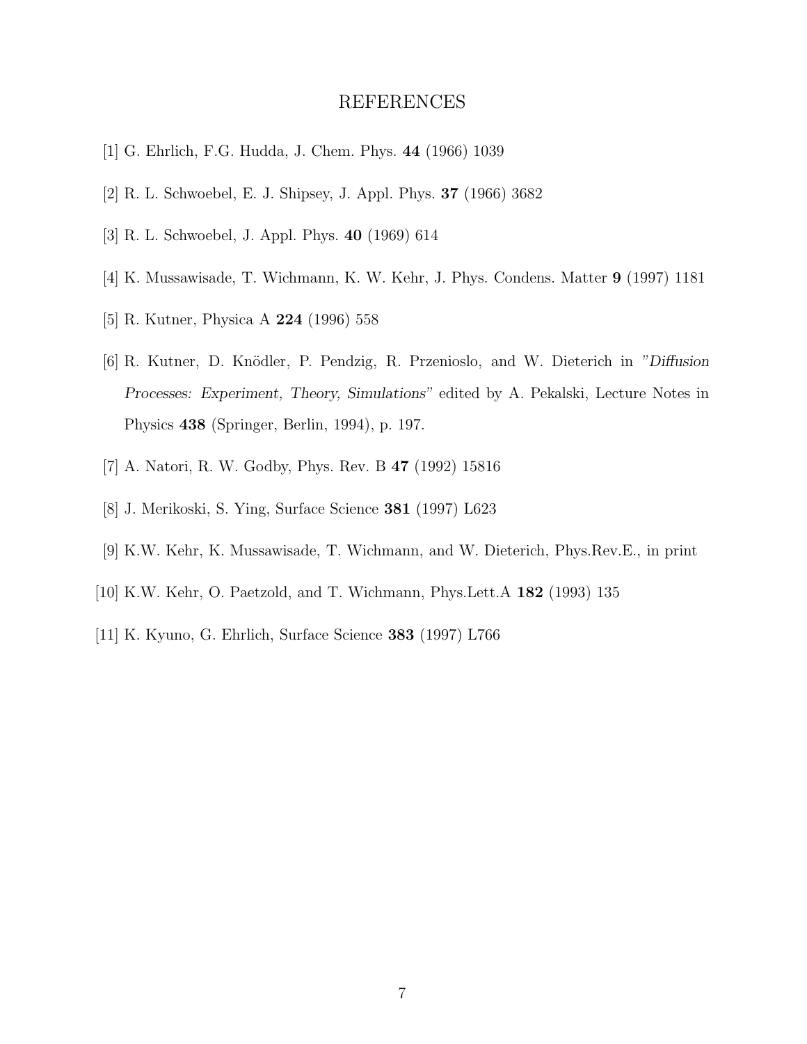# REFERENCES

[1] G. Ehrlich, F.G. Hudda, J. Chem. Phys. **44** (1966) 1039

[2] R. L. Schwoebel, E. J. Shipsey, J. Appl. Phys. **37** (1966) 3682

[3] R. L. Schwoebel, J. Appl. Phys. **40** (1969) 614

[4] K. Mussawisade, T. Wichmann, K. W. Kehr, J. Phys. Condens. Matter **9** (1997) 1181

[5] R. Kutner, Physica A **224** (1996) 558

[6] R. Kutner, D. Knödler, P. Pendzig, R. Przenioslo, and W. Dieterich in *"Diffusion Processes: Experiment, Theory, Simulations"* edited by A. Pekalski, Lecture Notes in Physics **438** (Springer, Berlin, 1994), p. 197.

[7] A. Natori, R. W. Godby, Phys. Rev. B **47** (1992) 15816

[8] J. Merikoski, S. Ying, Surface Science **381** (1997) L623

[9] K.W. Kehr, K. Mussawisade, T. Wichmann, and W. Dieterich, Phys.Rev.E., in print

[10] K.W. Kehr, O. Paetzold, and T. Wichmann, Phys.Lett.A **182** (1993) 135

[11] K. Kyuno, G. Ehrlich, Surface Science **383** (1997) L766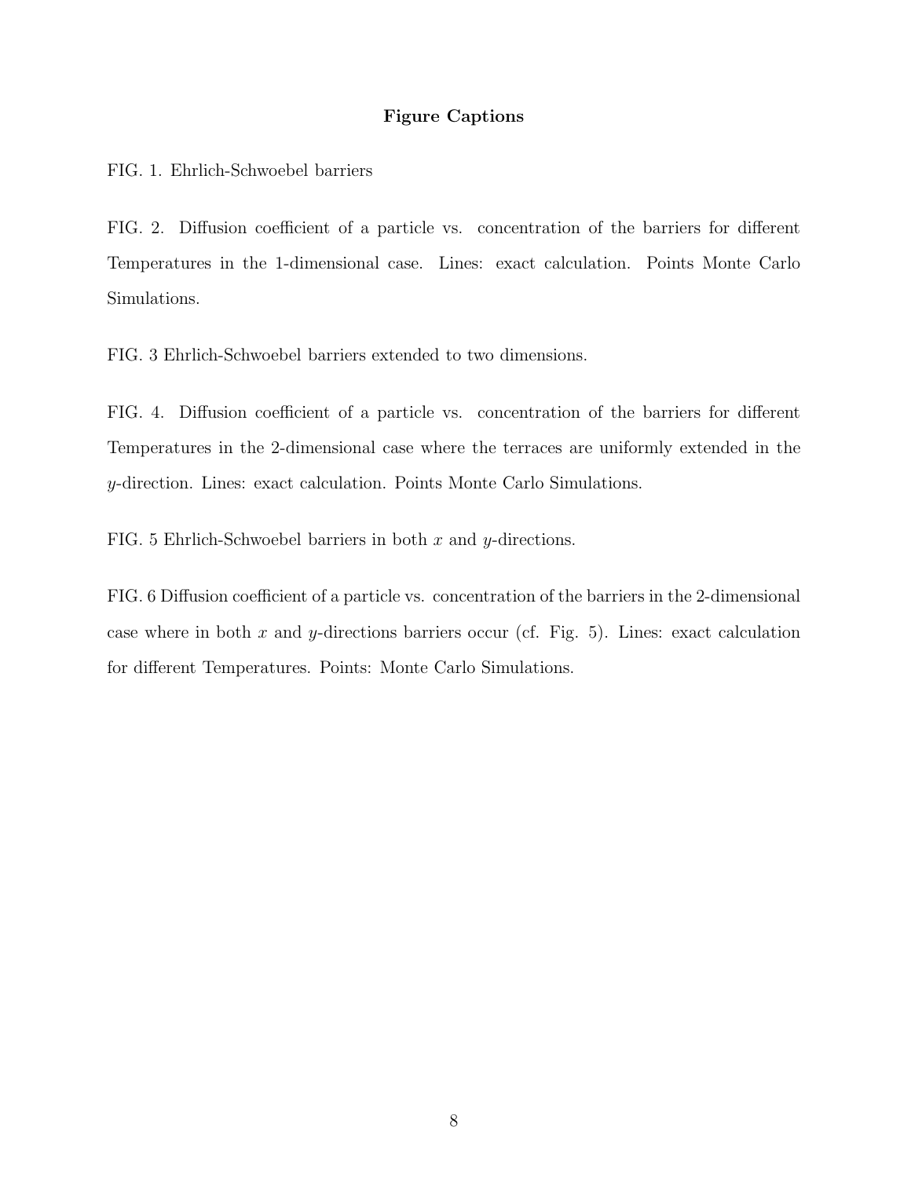## Figure Captions

FIG. 1. Ehrlich-Schwoebel barriers

FIG. 2. Diffusion coefficient of a particle vs. concentration of the barriers for different Temperatures in the 1-dimensional case. Lines: exact calculation. Points Monte Carlo Simulations.

FIG. 3 Ehrlich-Schwoebel barriers extended to two dimensions.

FIG. 4. Diffusion coefficient of a particle vs. concentration of the barriers for different Temperatures in the 2-dimensional case where the terraces are uniformly extended in the $y$-direction. Lines: exact calculation. Points Monte Carlo Simulations.

FIG. 5 Ehrlich-Schwoebel barriers in both $x$ and $y$-directions.

FIG. 6 Diffusion coefficient of a particle vs. concentration of the barriers in the 2-dimensional case where in both $x$ and $y$-directions barriers occur (cf. Fig. 5). Lines: exact calculation for different Temperatures. Points: Monte Carlo Simulations.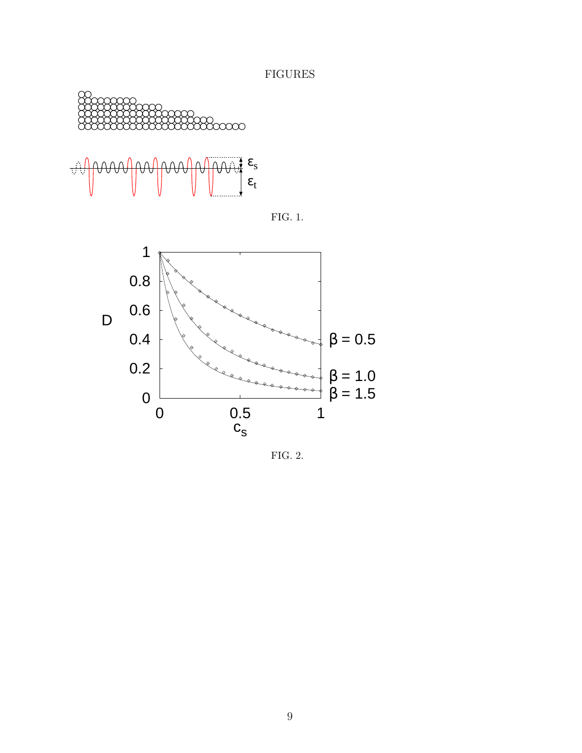FIGURES

FIG. 1.

FIG. 2.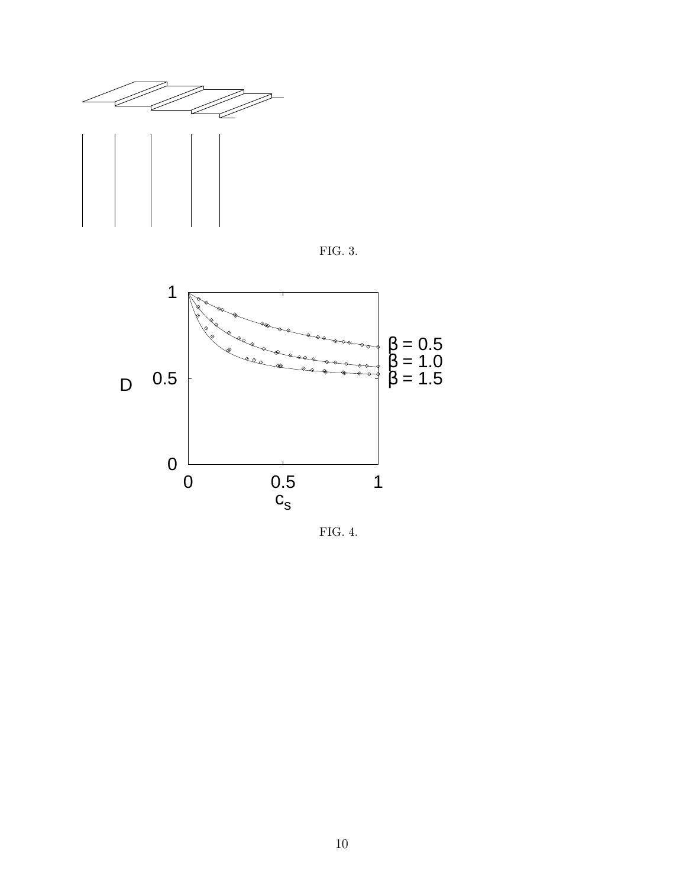FIG. 3.

FIG. 4.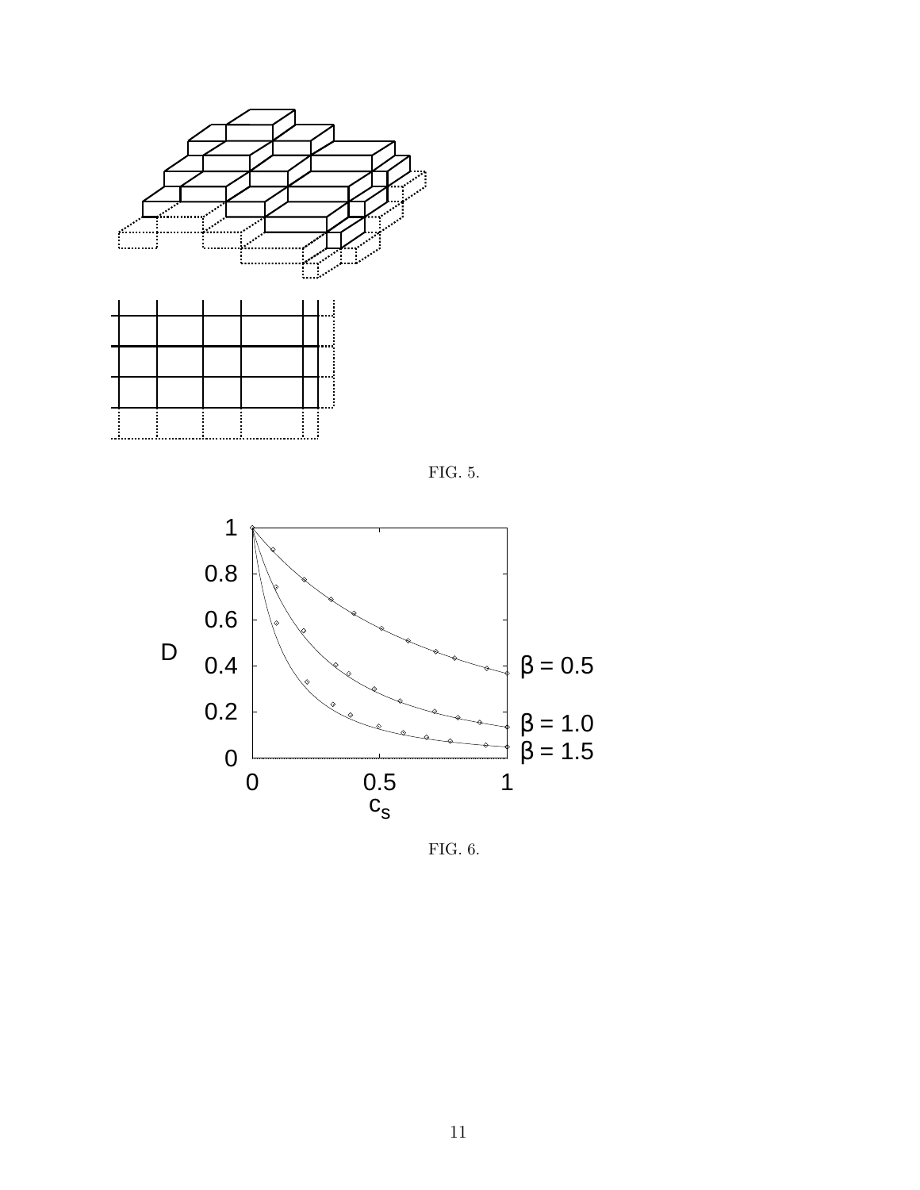FIG. 5.

1
0.8
0.6
D
0.4
0.2
0
0
0.5
1
$c_s$
$\beta = 0.5$
$\beta = 1.0$
$\beta = 1.5$

FIG. 6.